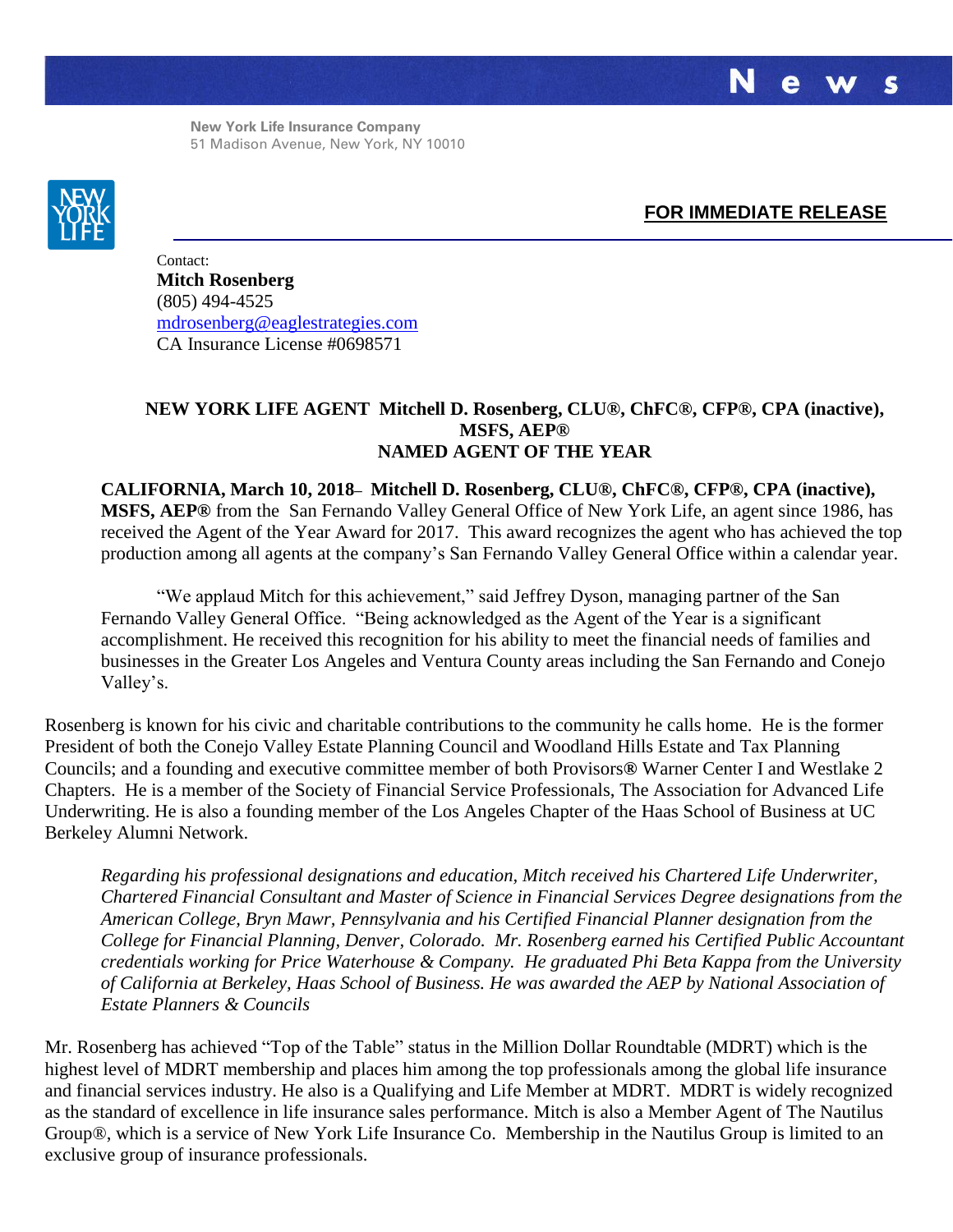News

New York Life Insurance Company
51 Madison Avenue, New York, NY 10010

**FOR IMMEDIATE RELEASE**

Contact:
**Mitch Rosenberg**
(805) 494-4525
mdrosenberg@eaglestrategies.com
CA Insurance License #0698571

## NEW YORK LIFE AGENT Mitchell D. Rosenberg, CLU®, ChFC®, CFP®, CPA (inactive), MSFS, AEP® NAMED AGENT OF THE YEAR

**CALIFORNIA, March 10, 2018– Mitchell D. Rosenberg, CLU®, ChFC®, CFP®, CPA (inactive), MSFS, AEP®** from the San Fernando Valley General Office of New York Life, an agent since 1986, has received the Agent of the Year Award for 2017. This award recognizes the agent who has achieved the top production among all agents at the company's San Fernando Valley General Office within a calendar year.

"We applaud Mitch for this achievement," said Jeffrey Dyson, managing partner of the San Fernando Valley General Office. "Being acknowledged as the Agent of the Year is a significant accomplishment. He received this recognition for his ability to meet the financial needs of families and businesses in the Greater Los Angeles and Ventura County areas including the San Fernando and Conejo Valley's.

Rosenberg is known for his civic and charitable contributions to the community he calls home. He is the former President of both the Conejo Valley Estate Planning Council and Woodland Hills Estate and Tax Planning Councils; and a founding and executive committee member of both Provisors**®** Warner Center I and Westlake 2 Chapters. He is a member of the Society of Financial Service Professionals, The Association for Advanced Life Underwriting. He is also a founding member of the Los Angeles Chapter of the Haas School of Business at UC Berkeley Alumni Network.

*Regarding his professional designations and education, Mitch received his Chartered Life Underwriter, Chartered Financial Consultant and Master of Science in Financial Services Degree designations from the American College, Bryn Mawr, Pennsylvania and his Certified Financial Planner designation from the College for Financial Planning, Denver, Colorado. Mr. Rosenberg earned his Certified Public Accountant credentials working for Price Waterhouse & Company. He graduated Phi Beta Kappa from the University of California at Berkeley, Haas School of Business. He was awarded the AEP by National Association of Estate Planners & Councils*

Mr. Rosenberg has achieved "Top of the Table" status in the Million Dollar Roundtable (MDRT) which is the highest level of MDRT membership and places him among the top professionals among the global life insurance and financial services industry. He also is a Qualifying and Life Member at MDRT. MDRT is widely recognized as the standard of excellence in life insurance sales performance. Mitch is also a Member Agent of The Nautilus Group®, which is a service of New York Life Insurance Co. Membership in the Nautilus Group is limited to an exclusive group of insurance professionals.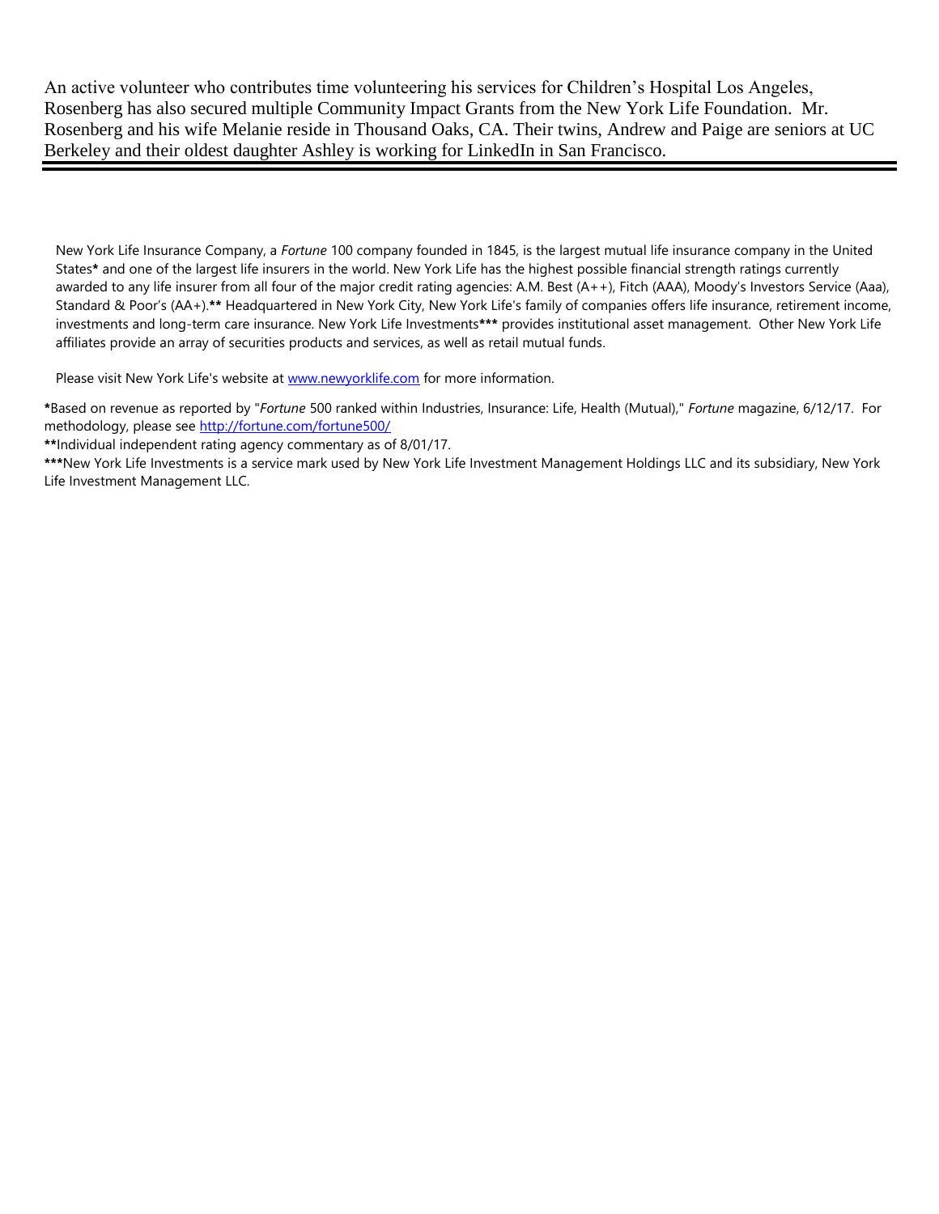An active volunteer who contributes time volunteering his services for Children's Hospital Los Angeles, Rosenberg has also secured multiple Community Impact Grants from the New York Life Foundation. Mr. Rosenberg and his wife Melanie reside in Thousand Oaks, CA. Their twins, Andrew and Paige are seniors at UC Berkeley and their oldest daughter Ashley is working for LinkedIn in San Francisco.

---

New York Life Insurance Company, a *Fortune* 100 company founded in 1845, is the largest mutual life insurance company in the United States**\*** and one of the largest life insurers in the world. New York Life has the highest possible financial strength ratings currently awarded to any life insurer from all four of the major credit rating agencies: A.M. Best (A++), Fitch (AAA), Moody's Investors Service (Aaa), Standard & Poor's (AA+).**\*\*** Headquartered in New York City, New York Life's family of companies offers life insurance, retirement income, investments and long-term care insurance. New York Life Investments**\*\*\*** provides institutional asset management. Other New York Life affiliates provide an array of securities products and services, as well as retail mutual funds.

Please visit New York Life's website at [www.newyorklife.com](http://www.newyorklife.com) for more information.

**\***Based on revenue as reported by "*Fortune* 500 ranked within Industries, Insurance: Life, Health (Mutual)," *Fortune* magazine, 6/12/17. For methodology, please see [http://fortune.com/fortune500/](http://fortune.com/fortune500/)

**\*\***Individual independent rating agency commentary as of 8/01/17.

**\*\*\***New York Life Investments is a service mark used by New York Life Investment Management Holdings LLC and its subsidiary, New York Life Investment Management LLC.